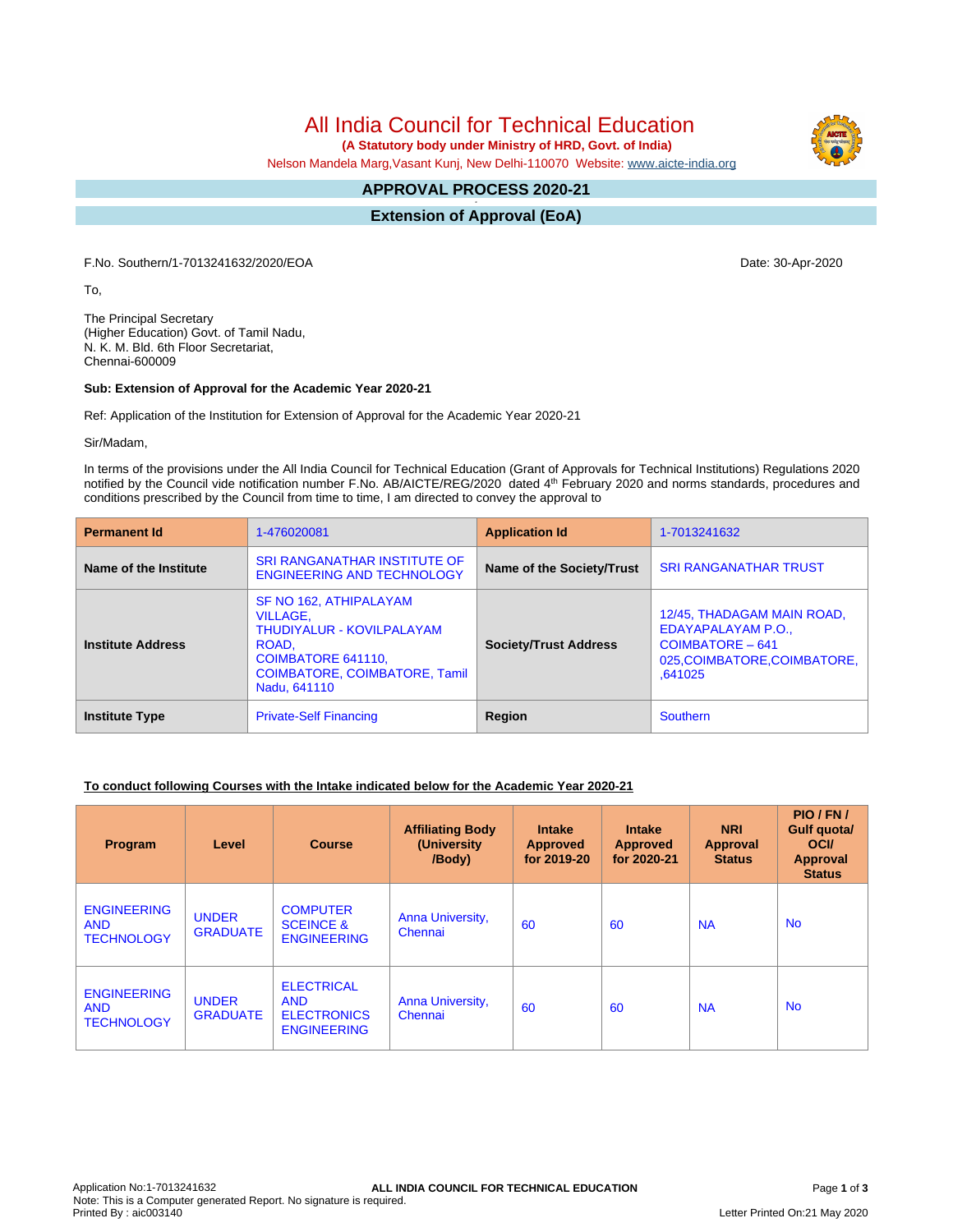# All India Council for Technical Education

**(A Statutory body under Ministry of HRD, Govt. of India)**

Nelson Mandela Marg,Vasant Kunj, New Delhi-110070 Website: www.aicte-india.org

## APPROVAL PROCESS 2020-21

## Extension of Approval (EoA)

F.No. Southern/1-7013241632/2020/EOA

Date: 30-Apr-2020

To,

The Principal Secretary
(Higher Education) Govt. of Tamil Nadu,
N. K. M. Bld. 6th Floor Secretariat,
Chennai-600009

**Sub: Extension of Approval for the Academic Year 2020-21**

Ref: Application of the Institution for Extension of Approval for the Academic Year 2020-21

Sir/Madam,

In terms of the provisions under the All India Council for Technical Education (Grant of Approvals for Technical Institutions) Regulations 2020 notified by the Council vide notification number F.No. AB/AICTE/REG/2020 dated 4th February 2020 and norms standards, procedures and conditions prescribed by the Council from time to time, I am directed to convey the approval to

| **Permanent Id** | 1-476020081 | **Application Id** | 1-7013241632 |
|---|---|---|---|
| **Name of the Institute** | SRI RANGANATHAR INSTITUTE OF ENGINEERING AND TECHNOLOGY | **Name of the Society/Trust** | SRI RANGANATHAR TRUST |
| **Institute Address** | SF NO 162, ATHIPALAYAM VILLAGE, THUDIYALUR - KOVILPALAYAM ROAD, COIMBATORE 641110, COIMBATORE, COIMBATORE, Tamil Nadu, 641110 | **Society/Trust Address** | 12/45, THADAGAM MAIN ROAD, EDAYAPALAYAM P.O., COIMBATORE – 641 025,COIMBATORE,COIMBATORE, ,641025 |
| **Institute Type** | Private-Self Financing | **Region** | Southern |

**To conduct following Courses with the Intake indicated below for the Academic Year 2020-21**

| Program | Level | Course | Affiliating Body (University /Body) | Intake Approved for 2019-20 | Intake Approved for 2020-21 | NRI Approval Status | PIO / FN / Gulf quota/ OCI/ Approval Status |
|---|---|---|---|---|---|---|---|
| ENGINEERING AND TECHNOLOGY | UNDER GRADUATE | COMPUTER SCEINCE & ENGINEERING | Anna University, Chennai | 60 | 60 | NA | No |
| ENGINEERING AND TECHNOLOGY | UNDER GRADUATE | ELECTRICAL AND ELECTRONICS ENGINEERING | Anna University, Chennai | 60 | 60 | NA | No |

Application No:1-7013241632
Note: This is a Computer generated Report. No signature is required.
Printed By : aic003140
Letter Printed On:21 May 2020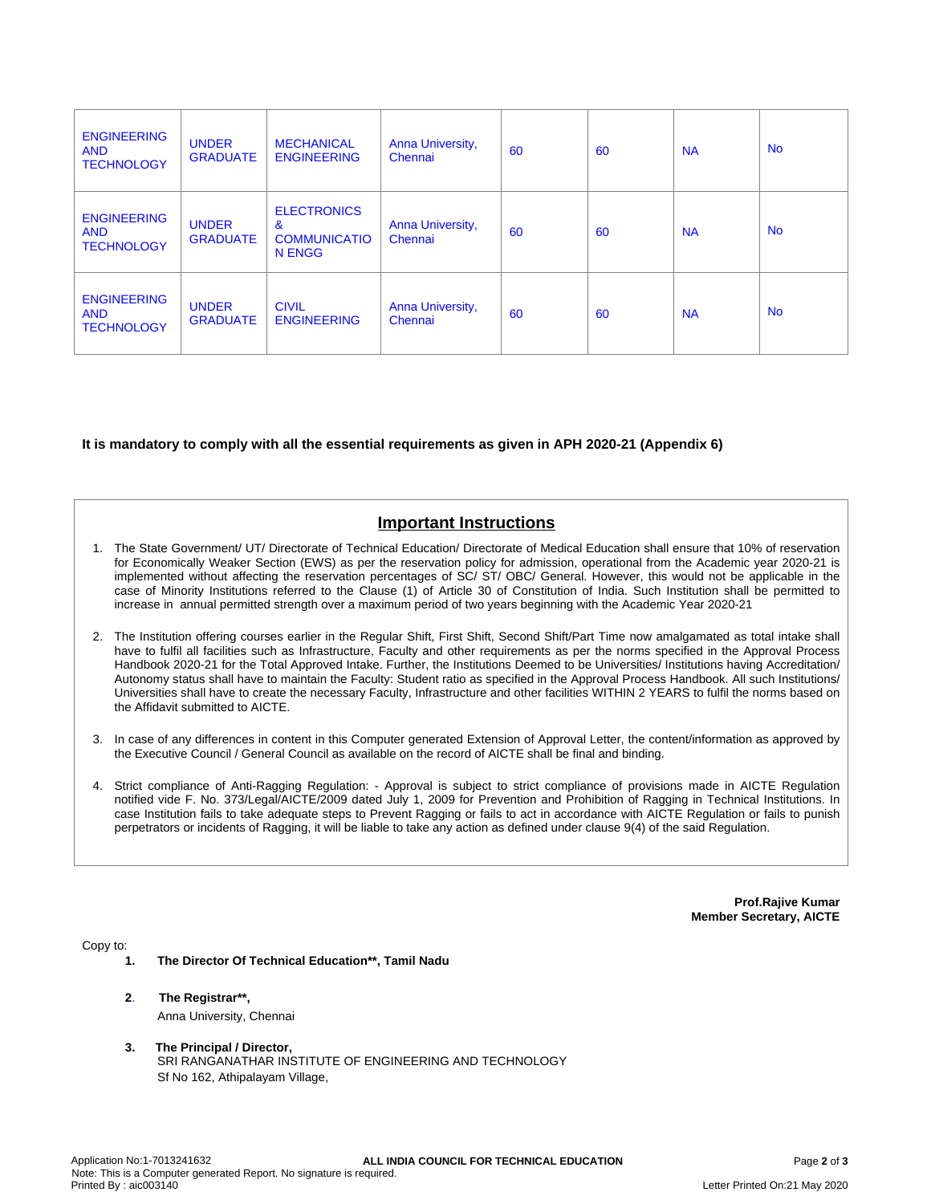| ENGINEERING AND TECHNOLOGY | UNDER GRADUATE | MECHANICAL ENGINEERING | Anna University, Chennai | 60 | 60 | NA | No |
|---|---|---|---|---|---|---|---|
| ENGINEERING AND TECHNOLOGY | UNDER GRADUATE | ELECTRONICS & COMMUNICATION ENGG | Anna University, Chennai | 60 | 60 | NA | No |
| ENGINEERING AND TECHNOLOGY | UNDER GRADUATE | CIVIL ENGINEERING | Anna University, Chennai | 60 | 60 | NA | No |

**It is mandatory to comply with all the essential requirements as given in APH 2020-21 (Appendix 6)**

## Important Instructions

1. The State Government/ UT/ Directorate of Technical Education/ Directorate of Medical Education shall ensure that 10% of reservation for Economically Weaker Section (EWS) as per the reservation policy for admission, operational from the Academic year 2020-21 is implemented without affecting the reservation percentages of SC/ ST/ OBC/ General. However, this would not be applicable in the case of Minority Institutions referred to the Clause (1) of Article 30 of Constitution of India. Such Institution shall be permitted to increase in annual permitted strength over a maximum period of two years beginning with the Academic Year 2020-21

2. The Institution offering courses earlier in the Regular Shift, First Shift, Second Shift/Part Time now amalgamated as total intake shall have to fulfil all facilities such as Infrastructure, Faculty and other requirements as per the norms specified in the Approval Process Handbook 2020-21 for the Total Approved Intake. Further, the Institutions Deemed to be Universities/ Institutions having Accreditation/ Autonomy status shall have to maintain the Faculty: Student ratio as specified in the Approval Process Handbook. All such Institutions/ Universities shall have to create the necessary Faculty, Infrastructure and other facilities WITHIN 2 YEARS to fulfil the norms based on the Affidavit submitted to AICTE.

3. In case of any differences in content in this Computer generated Extension of Approval Letter, the content/information as approved by the Executive Council / General Council as available on the record of AICTE shall be final and binding.

4. Strict compliance of Anti-Ragging Regulation: - Approval is subject to strict compliance of provisions made in AICTE Regulation notified vide F. No. 373/Legal/AICTE/2009 dated July 1, 2009 for Prevention and Prohibition of Ragging in Technical Institutions. In case Institution fails to take adequate steps to Prevent Ragging or fails to act in accordance with AICTE Regulation or fails to punish perpetrators or incidents of Ragging, it will be liable to take any action as defined under clause 9(4) of the said Regulation.

**Prof.Rajive Kumar**
**Member Secretary, AICTE**

Copy to:

1. **The Director Of Technical Education**, Tamil Nadu**

2. **The Registrar**,**
   Anna University, Chennai

3. **The Principal / Director,**
   SRI RANGANATHAR INSTITUTE OF ENGINEERING AND TECHNOLOGY
   Sf No 162, Athipalayam Village,

Application No:1-7013241632
Note: This is a Computer generated Report. No signature is required.
Printed By : aic003140

Letter Printed On:21 May 2020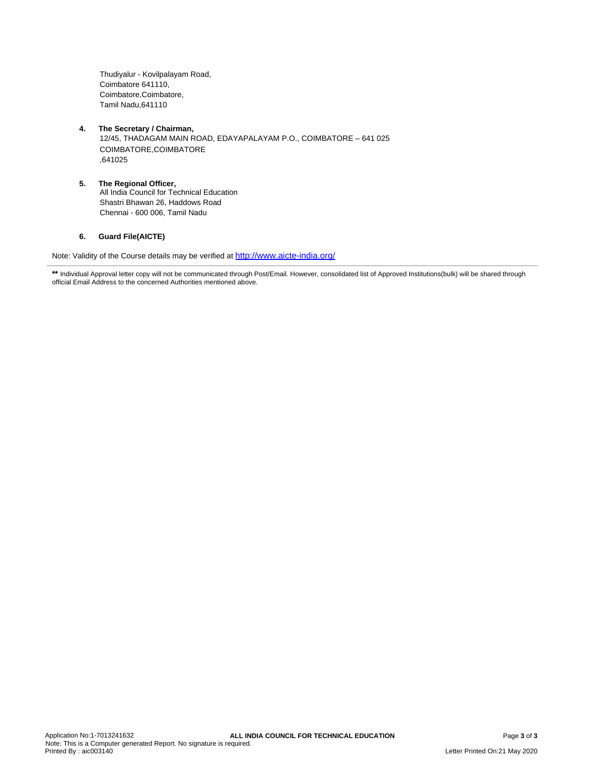Thudiyalur - Kovilpalayam Road,
Coimbatore 641110,
Coimbatore,Coimbatore,
Tamil Nadu,641110

4. **The Secretary / Chairman,**
   12/45, THADAGAM MAIN ROAD, EDAYAPALAYAM P.O., COIMBATORE – 641 025
   COIMBATORE,COIMBATORE
   ,641025

5. **The Regional Officer,**
   All India Council for Technical Education
   Shastri Bhawan 26, Haddows Road
   Chennai - 600 006, Tamil Nadu

6. **Guard File(AICTE)**

Note: Validity of the Course details may be verified at http://www.aicte-india.org/

---

**\*\*** Individual Approval letter copy will not be communicated through Post/Email. However, consolidated list of Approved Institutions(bulk) will be shared through official Email Address to the concerned Authorities mentioned above.

Application No:1-7013241632
Note: This is a Computer generated Report. No signature is required.
Printed By : aic003140

Letter Printed On:21 May 2020